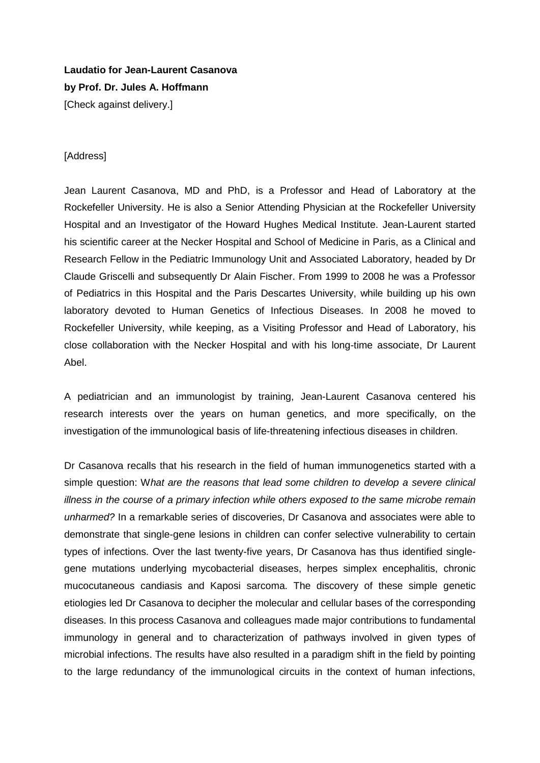**Laudatio for Jean-Laurent Casanova**
**by Prof. Dr. Jules A. Hoffmann**
[Check against delivery.]

[Address]

Jean Laurent Casanova, MD and PhD, is a Professor and Head of Laboratory at the Rockefeller University. He is also a Senior Attending Physician at the Rockefeller University Hospital and an Investigator of the Howard Hughes Medical Institute. Jean-Laurent started his scientific career at the Necker Hospital and School of Medicine in Paris, as a Clinical and Research Fellow in the Pediatric Immunology Unit and Associated Laboratory, headed by Dr Claude Griscelli and subsequently Dr Alain Fischer. From 1999 to 2008 he was a Professor of Pediatrics in this Hospital and the Paris Descartes University, while building up his own laboratory devoted to Human Genetics of Infectious Diseases. In 2008 he moved to Rockefeller University, while keeping, as a Visiting Professor and Head of Laboratory, his close collaboration with the Necker Hospital and with his long-time associate, Dr Laurent Abel.

A pediatrician and an immunologist by training, Jean-Laurent Casanova centered his research interests over the years on human genetics, and more specifically, on the investigation of the immunological basis of life-threatening infectious diseases in children.

Dr Casanova recalls that his research in the field of human immunogenetics started with a simple question: W*hat are the reasons that lead some children to develop a severe clinical illness in the course of a primary infection while others exposed to the same microbe remain unharmed?* In a remarkable series of discoveries, Dr Casanova and associates were able to demonstrate that single-gene lesions in children can confer selective vulnerability to certain types of infections. Over the last twenty-five years, Dr Casanova has thus identified single-gene mutations underlying mycobacterial diseases, herpes simplex encephalitis, chronic mucocutaneous candiasis and Kaposi sarcoma. The discovery of these simple genetic etiologies led Dr Casanova to decipher the molecular and cellular bases of the corresponding diseases. In this process Casanova and colleagues made major contributions to fundamental immunology in general and to characterization of pathways involved in given types of microbial infections. The results have also resulted in a paradigm shift in the field by pointing to the large redundancy of the immunological circuits in the context of human infections,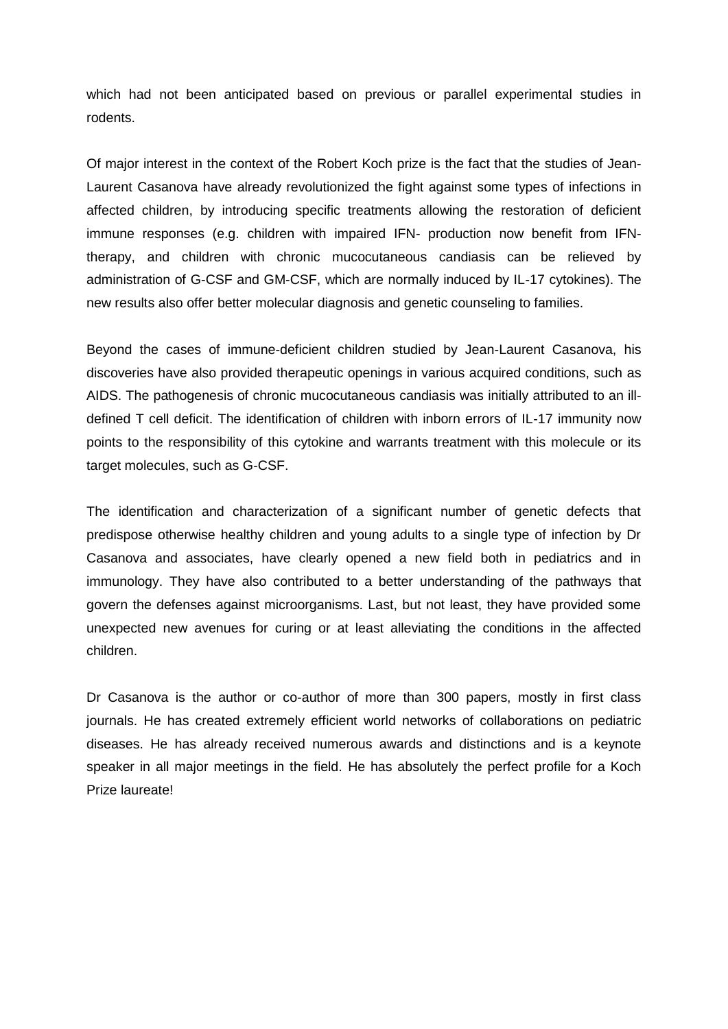which had not been anticipated based on previous or parallel experimental studies in rodents.

Of major interest in the context of the Robert Koch prize is the fact that the studies of Jean-Laurent Casanova have already revolutionized the fight against some types of infections in affected children, by introducing specific treatments allowing the restoration of deficient immune responses (e.g. children with impaired IFN- production now benefit from IFN-therapy, and children with chronic mucocutaneous candiasis can be relieved by administration of G-CSF and GM-CSF, which are normally induced by IL-17 cytokines). The new results also offer better molecular diagnosis and genetic counseling to families.

Beyond the cases of immune-deficient children studied by Jean-Laurent Casanova, his discoveries have also provided therapeutic openings in various acquired conditions, such as AIDS. The pathogenesis of chronic mucocutaneous candiasis was initially attributed to an ill-defined T cell deficit. The identification of children with inborn errors of IL-17 immunity now points to the responsibility of this cytokine and warrants treatment with this molecule or its target molecules, such as G-CSF.

The identification and characterization of a significant number of genetic defects that predispose otherwise healthy children and young adults to a single type of infection by Dr Casanova and associates, have clearly opened a new field both in pediatrics and in immunology. They have also contributed to a better understanding of the pathways that govern the defenses against microorganisms. Last, but not least, they have provided some unexpected new avenues for curing or at least alleviating the conditions in the affected children.

Dr Casanova is the author or co-author of more than 300 papers, mostly in first class journals. He has created extremely efficient world networks of collaborations on pediatric diseases. He has already received numerous awards and distinctions and is a keynote speaker in all major meetings in the field. He has absolutely the perfect profile for a Koch Prize laureate!